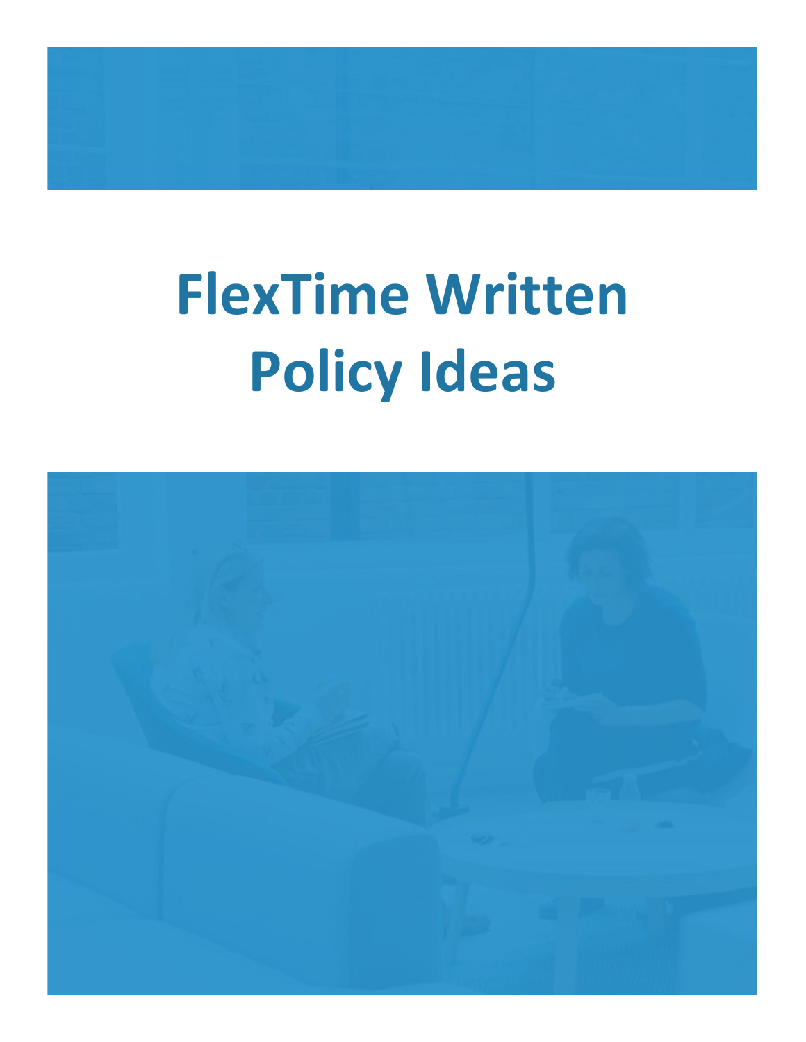# FlexTime Written Policy Ideas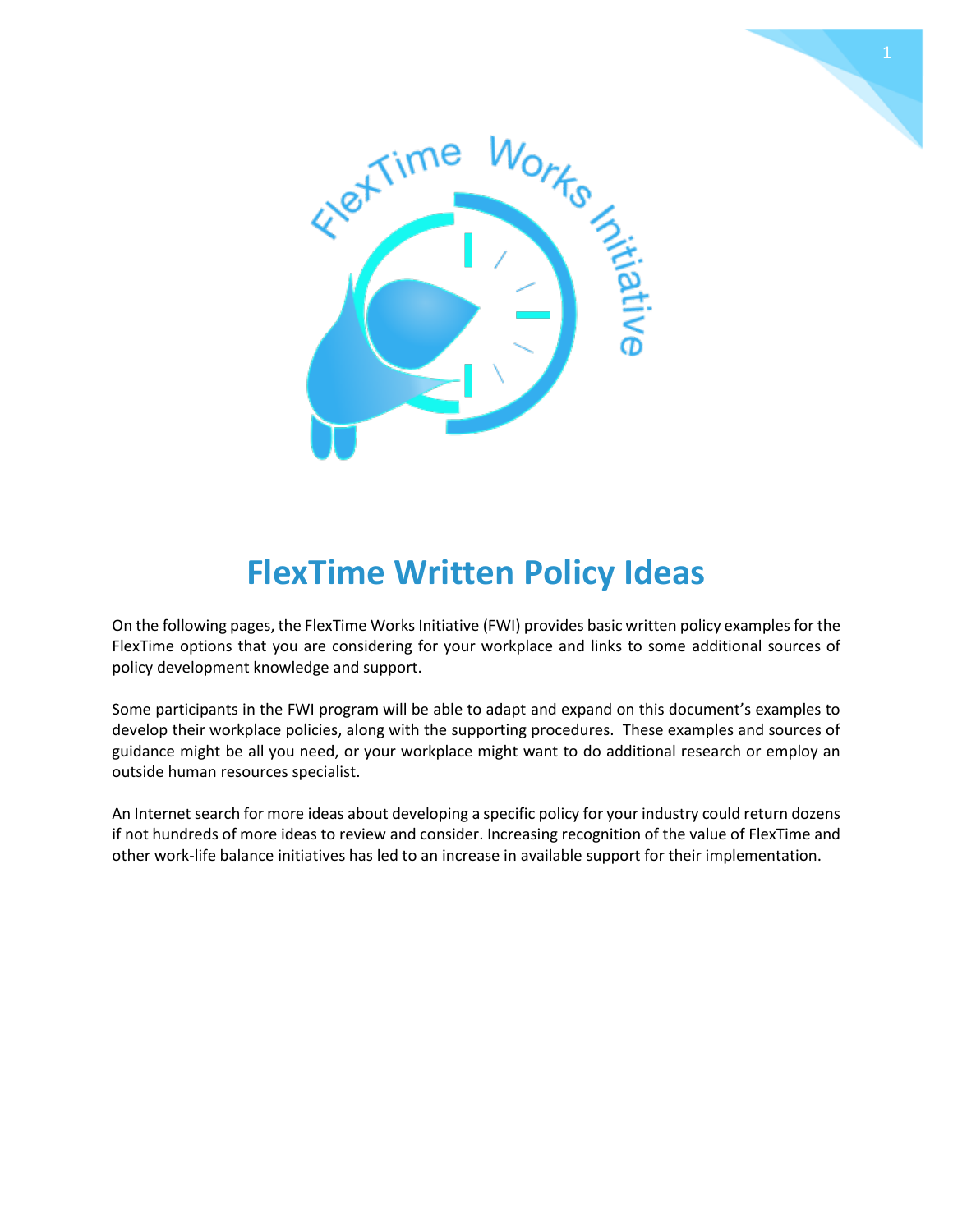# FlexTime Written Policy Ideas

On the following pages, the FlexTime Works Initiative (FWI) provides basic written policy examples for the FlexTime options that you are considering for your workplace and links to some additional sources of policy development knowledge and support.

Some participants in the FWI program will be able to adapt and expand on this document's examples to develop their workplace policies, along with the supporting procedures. These examples and sources of guidance might be all you need, or your workplace might want to do additional research or employ an outside human resources specialist.

An Internet search for more ideas about developing a specific policy for your industry could return dozens if not hundreds of more ideas to review and consider. Increasing recognition of the value of FlexTime and other work-life balance initiatives has led to an increase in available support for their implementation.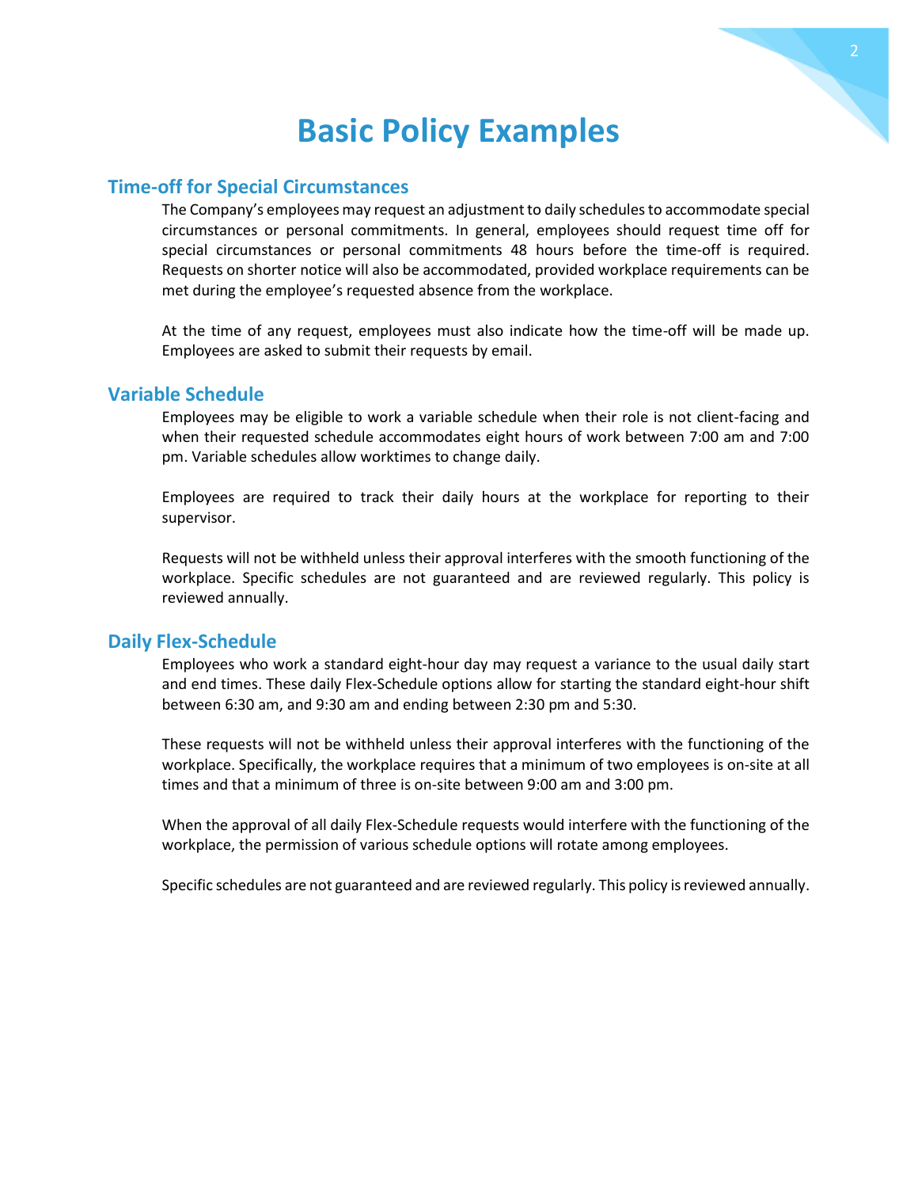# Basic Policy Examples

## Time-off for Special Circumstances

The Company's employees may request an adjustment to daily schedules to accommodate special circumstances or personal commitments. In general, employees should request time off for special circumstances or personal commitments 48 hours before the time-off is required. Requests on shorter notice will also be accommodated, provided workplace requirements can be met during the employee's requested absence from the workplace.

At the time of any request, employees must also indicate how the time-off will be made up. Employees are asked to submit their requests by email.

## Variable Schedule

Employees may be eligible to work a variable schedule when their role is not client-facing and when their requested schedule accommodates eight hours of work between 7:00 am and 7:00 pm. Variable schedules allow worktimes to change daily.

Employees are required to track their daily hours at the workplace for reporting to their supervisor.

Requests will not be withheld unless their approval interferes with the smooth functioning of the workplace. Specific schedules are not guaranteed and are reviewed regularly. This policy is reviewed annually.

## Daily Flex-Schedule

Employees who work a standard eight-hour day may request a variance to the usual daily start and end times. These daily Flex-Schedule options allow for starting the standard eight-hour shift between 6:30 am, and 9:30 am and ending between 2:30 pm and 5:30.

These requests will not be withheld unless their approval interferes with the functioning of the workplace. Specifically, the workplace requires that a minimum of two employees is on-site at all times and that a minimum of three is on-site between 9:00 am and 3:00 pm.

When the approval of all daily Flex-Schedule requests would interfere with the functioning of the workplace, the permission of various schedule options will rotate among employees.

Specific schedules are not guaranteed and are reviewed regularly. This policy is reviewed annually.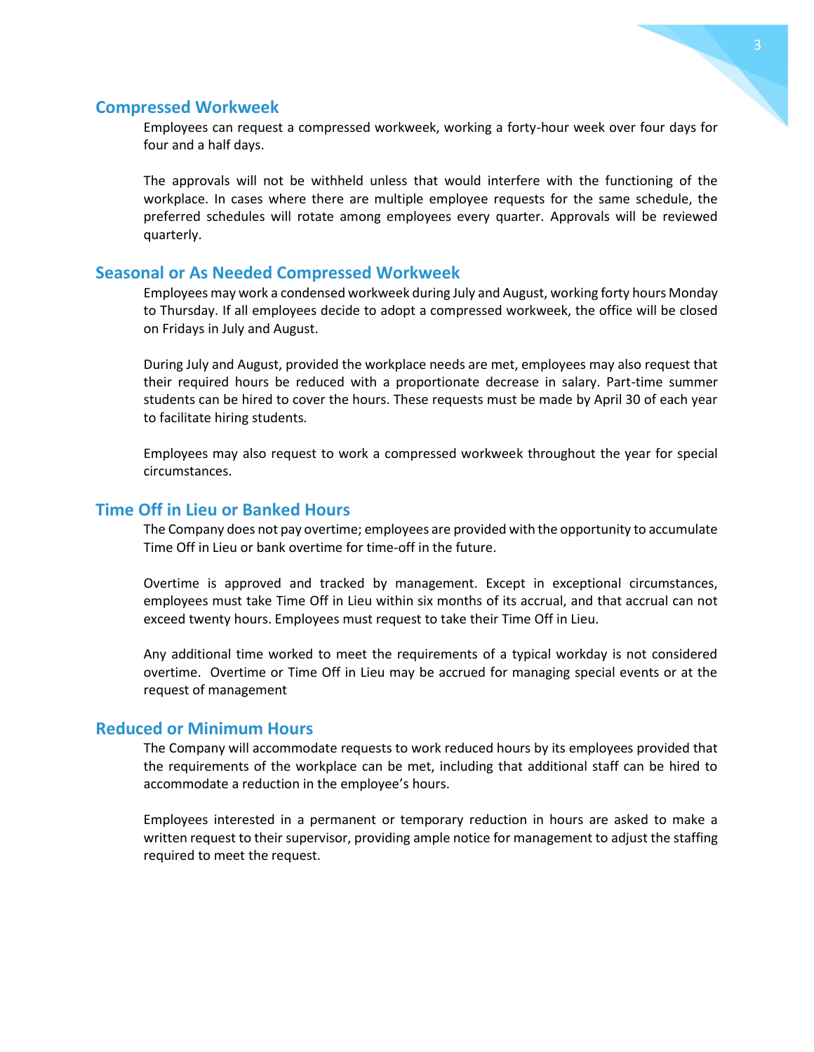## Compressed Workweek

Employees can request a compressed workweek, working a forty-hour week over four days for four and a half days.

The approvals will not be withheld unless that would interfere with the functioning of the workplace. In cases where there are multiple employee requests for the same schedule, the preferred schedules will rotate among employees every quarter. Approvals will be reviewed quarterly.

## Seasonal or As Needed Compressed Workweek

Employees may work a condensed workweek during July and August, working forty hours Monday to Thursday. If all employees decide to adopt a compressed workweek, the office will be closed on Fridays in July and August.

During July and August, provided the workplace needs are met, employees may also request that their required hours be reduced with a proportionate decrease in salary. Part-time summer students can be hired to cover the hours. These requests must be made by April 30 of each year to facilitate hiring students.

Employees may also request to work a compressed workweek throughout the year for special circumstances.

## Time Off in Lieu or Banked Hours

The Company does not pay overtime; employees are provided with the opportunity to accumulate Time Off in Lieu or bank overtime for time-off in the future.

Overtime is approved and tracked by management. Except in exceptional circumstances, employees must take Time Off in Lieu within six months of its accrual, and that accrual can not exceed twenty hours. Employees must request to take their Time Off in Lieu.

Any additional time worked to meet the requirements of a typical workday is not considered overtime. Overtime or Time Off in Lieu may be accrued for managing special events or at the request of management

## Reduced or Minimum Hours

The Company will accommodate requests to work reduced hours by its employees provided that the requirements of the workplace can be met, including that additional staff can be hired to accommodate a reduction in the employee's hours.

Employees interested in a permanent or temporary reduction in hours are asked to make a written request to their supervisor, providing ample notice for management to adjust the staffing required to meet the request.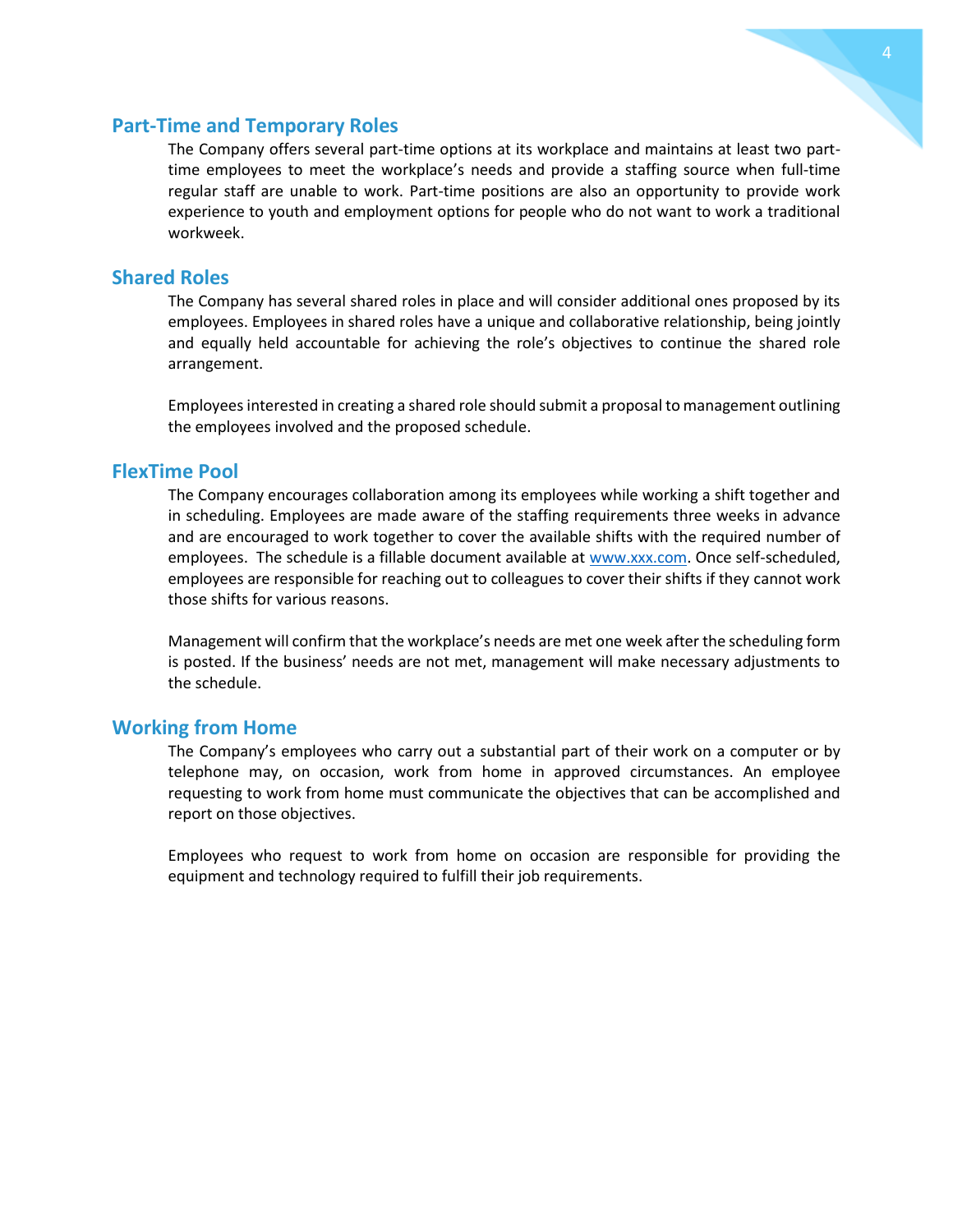## Part-Time and Temporary Roles

The Company offers several part-time options at its workplace and maintains at least two part-time employees to meet the workplace's needs and provide a staffing source when full-time regular staff are unable to work. Part-time positions are also an opportunity to provide work experience to youth and employment options for people who do not want to work a traditional workweek.

## Shared Roles

The Company has several shared roles in place and will consider additional ones proposed by its employees. Employees in shared roles have a unique and collaborative relationship, being jointly and equally held accountable for achieving the role's objectives to continue the shared role arrangement.

Employees interested in creating a shared role should submit a proposal to management outlining the employees involved and the proposed schedule.

## FlexTime Pool

The Company encourages collaboration among its employees while working a shift together and in scheduling. Employees are made aware of the staffing requirements three weeks in advance and are encouraged to work together to cover the available shifts with the required number of employees. The schedule is a fillable document available at www.xxx.com. Once self-scheduled, employees are responsible for reaching out to colleagues to cover their shifts if they cannot work those shifts for various reasons.

Management will confirm that the workplace's needs are met one week after the scheduling form is posted. If the business' needs are not met, management will make necessary adjustments to the schedule.

## Working from Home

The Company's employees who carry out a substantial part of their work on a computer or by telephone may, on occasion, work from home in approved circumstances. An employee requesting to work from home must communicate the objectives that can be accomplished and report on those objectives.

Employees who request to work from home on occasion are responsible for providing the equipment and technology required to fulfill their job requirements.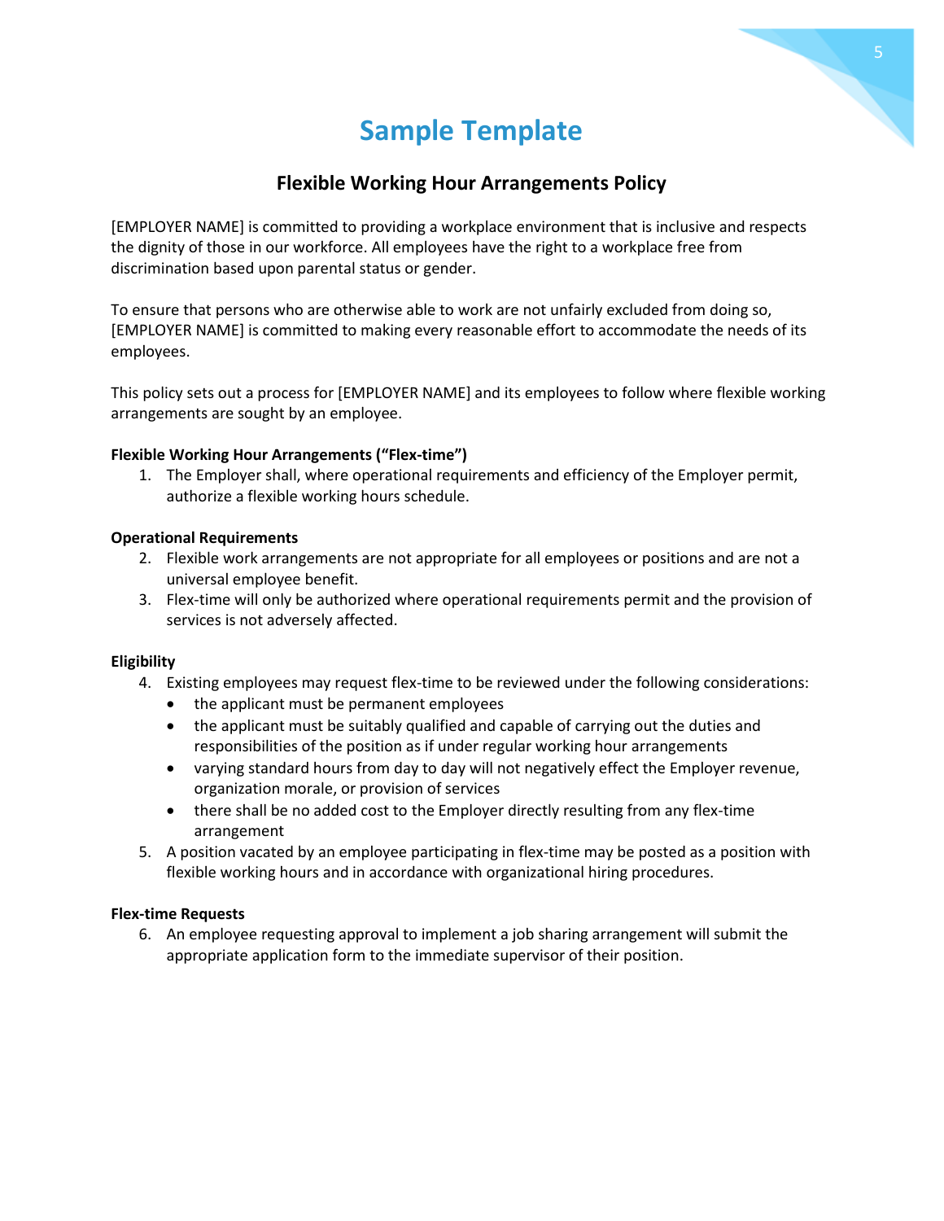# Sample Template

## Flexible Working Hour Arrangements Policy

[EMPLOYER NAME] is committed to providing a workplace environment that is inclusive and respects the dignity of those in our workforce. All employees have the right to a workplace free from discrimination based upon parental status or gender.

To ensure that persons who are otherwise able to work are not unfairly excluded from doing so, [EMPLOYER NAME] is committed to making every reasonable effort to accommodate the needs of its employees.

This policy sets out a process for [EMPLOYER NAME] and its employees to follow where flexible working arrangements are sought by an employee.

**Flexible Working Hour Arrangements ("Flex-time")**

1. The Employer shall, where operational requirements and efficiency of the Employer permit, authorize a flexible working hours schedule.

**Operational Requirements**

2. Flexible work arrangements are not appropriate for all employees or positions and are not a universal employee benefit.
3. Flex-time will only be authorized where operational requirements permit and the provision of services is not adversely affected.

**Eligibility**

4. Existing employees may request flex-time to be reviewed under the following considerations:
   - the applicant must be permanent employees
   - the applicant must be suitably qualified and capable of carrying out the duties and responsibilities of the position as if under regular working hour arrangements
   - varying standard hours from day to day will not negatively effect the Employer revenue, organization morale, or provision of services
   - there shall be no added cost to the Employer directly resulting from any flex-time arrangement
5. A position vacated by an employee participating in flex-time may be posted as a position with flexible working hours and in accordance with organizational hiring procedures.

**Flex-time Requests**

6. An employee requesting approval to implement a job sharing arrangement will submit the appropriate application form to the immediate supervisor of their position.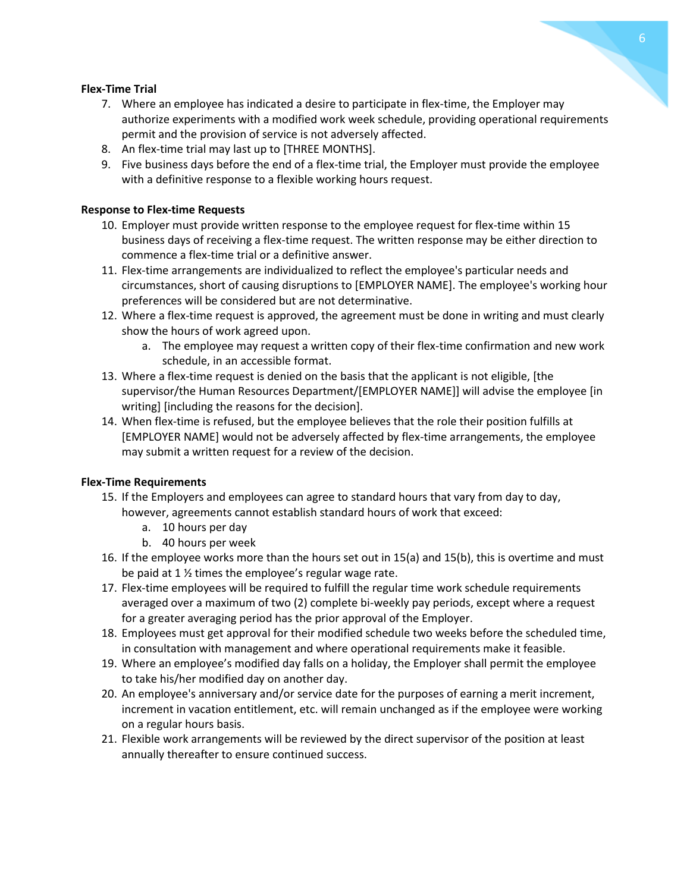**Flex-Time Trial**

7. Where an employee has indicated a desire to participate in flex-time, the Employer may authorize experiments with a modified work week schedule, providing operational requirements permit and the provision of service is not adversely affected.
8. An flex-time trial may last up to [THREE MONTHS].
9. Five business days before the end of a flex-time trial, the Employer must provide the employee with a definitive response to a flexible working hours request.

**Response to Flex-time Requests**

10. Employer must provide written response to the employee request for flex-time within 15 business days of receiving a flex-time request. The written response may be either direction to commence a flex-time trial or a definitive answer.
11. Flex-time arrangements are individualized to reflect the employee's particular needs and circumstances, short of causing disruptions to [EMPLOYER NAME]. The employee's working hour preferences will be considered but are not determinative.
12. Where a flex-time request is approved, the agreement must be done in writing and must clearly show the hours of work agreed upon.
    a. The employee may request a written copy of their flex-time confirmation and new work schedule, in an accessible format.
13. Where a flex-time request is denied on the basis that the applicant is not eligible, [the supervisor/the Human Resources Department/[EMPLOYER NAME]] will advise the employee [in writing] [including the reasons for the decision].
14. When flex-time is refused, but the employee believes that the role their position fulfills at [EMPLOYER NAME] would not be adversely affected by flex-time arrangements, the employee may submit a written request for a review of the decision.

**Flex-Time Requirements**

15. If the Employers and employees can agree to standard hours that vary from day to day, however, agreements cannot establish standard hours of work that exceed:
    a. 10 hours per day
    b. 40 hours per week
16. If the employee works more than the hours set out in 15(a) and 15(b), this is overtime and must be paid at 1 ½ times the employee's regular wage rate.
17. Flex-time employees will be required to fulfill the regular time work schedule requirements averaged over a maximum of two (2) complete bi-weekly pay periods, except where a request for a greater averaging period has the prior approval of the Employer.
18. Employees must get approval for their modified schedule two weeks before the scheduled time, in consultation with management and where operational requirements make it feasible.
19. Where an employee's modified day falls on a holiday, the Employer shall permit the employee to take his/her modified day on another day.
20. An employee's anniversary and/or service date for the purposes of earning a merit increment, increment in vacation entitlement, etc. will remain unchanged as if the employee were working on a regular hours basis.
21. Flexible work arrangements will be reviewed by the direct supervisor of the position at least annually thereafter to ensure continued success.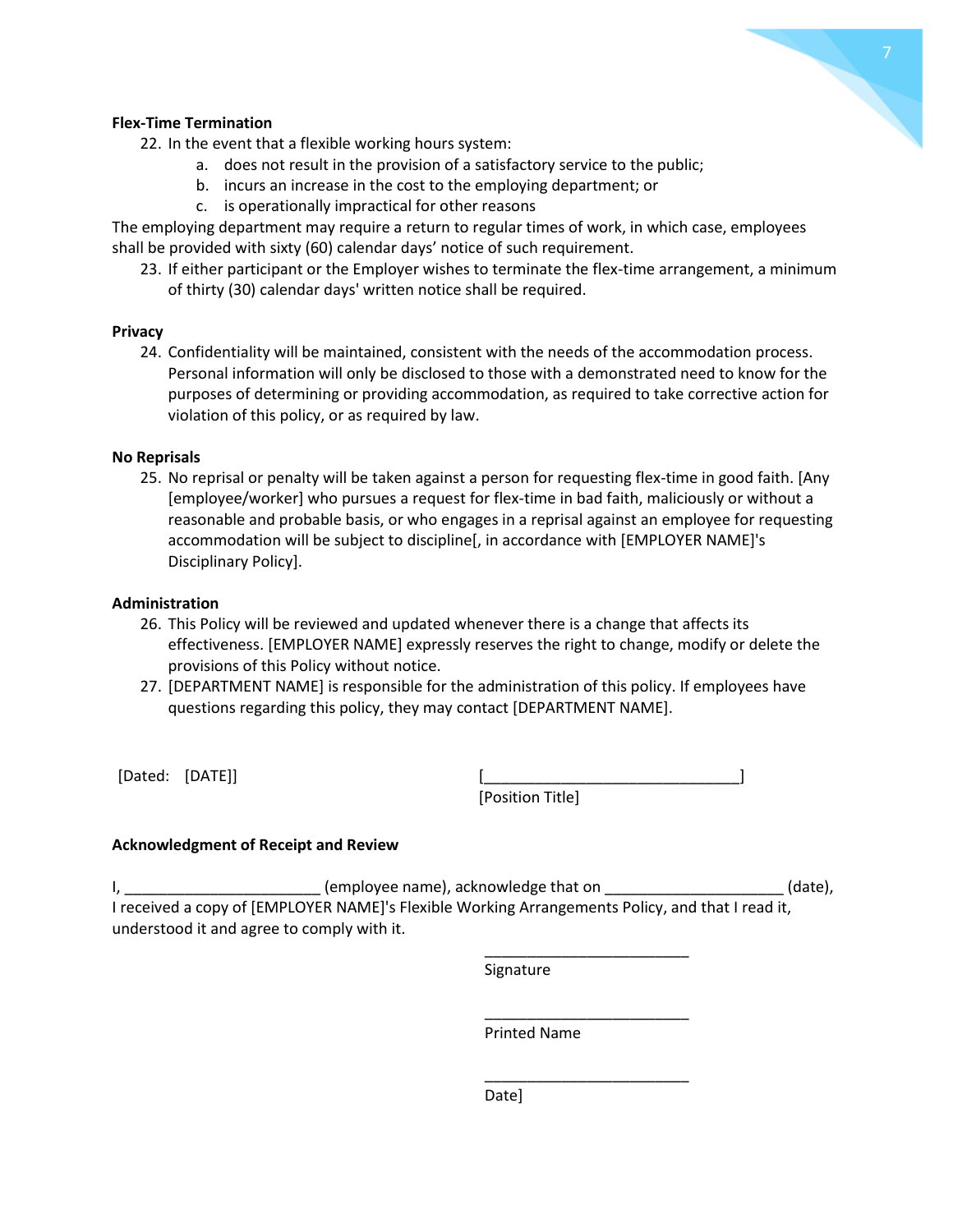**Flex-Time Termination**

22. In the event that a flexible working hours system:
    a. does not result in the provision of a satisfactory service to the public;
    b. incurs an increase in the cost to the employing department; or
    c. is operationally impractical for other reasons

The employing department may require a return to regular times of work, in which case, employees shall be provided with sixty (60) calendar days' notice of such requirement.

23. If either participant or the Employer wishes to terminate the flex-time arrangement, a minimum of thirty (30) calendar days' written notice shall be required.

**Privacy**

24. Confidentiality will be maintained, consistent with the needs of the accommodation process. Personal information will only be disclosed to those with a demonstrated need to know for the purposes of determining or providing accommodation, as required to take corrective action for violation of this policy, or as required by law.

**No Reprisals**

25. No reprisal or penalty will be taken against a person for requesting flex-time in good faith. [Any [employee/worker] who pursues a request for flex-time in bad faith, maliciously or without a reasonable and probable basis, or who engages in a reprisal against an employee for requesting accommodation will be subject to discipline[, in accordance with [EMPLOYER NAME]'s Disciplinary Policy].

**Administration**

26. This Policy will be reviewed and updated whenever there is a change that affects its effectiveness. [EMPLOYER NAME] expressly reserves the right to change, modify or delete the provisions of this Policy without notice.
27. [DEPARTMENT NAME] is responsible for the administration of this policy. If employees have questions regarding this policy, they may contact [DEPARTMENT NAME].

[Dated: [DATE]]

[______________________________]
[Position Title]

**Acknowledgment of Receipt and Review**

I, ______________________ (employee name), acknowledge that on ____________________ (date), I received a copy of [EMPLOYER NAME]'s Flexible Working Arrangements Policy, and that I read it, understood it and agree to comply with it.

________________________
Signature

________________________
Printed Name

________________________
Date]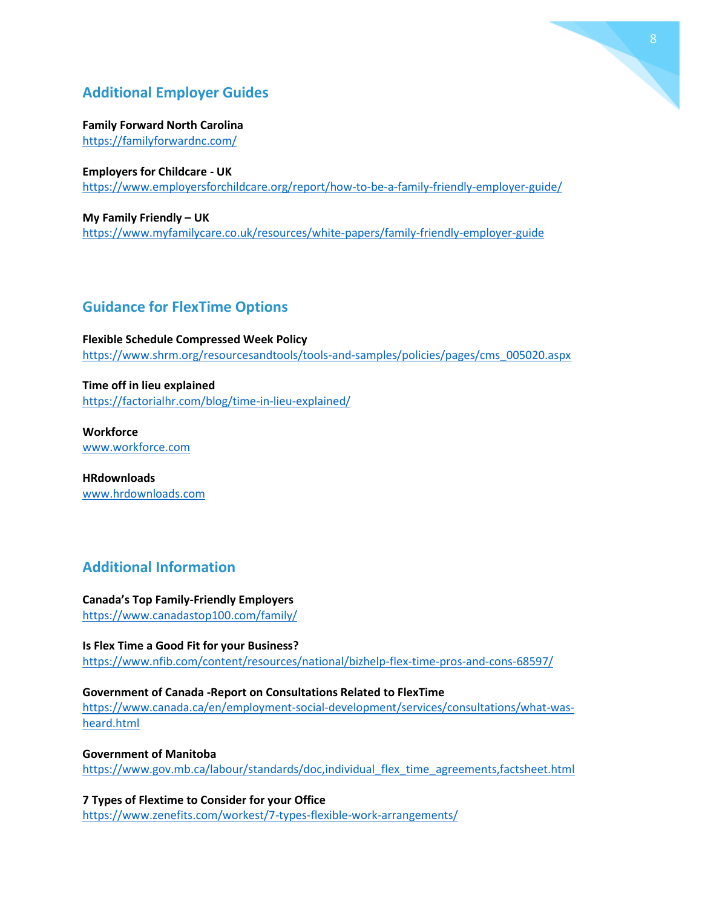## Additional Employer Guides

**Family Forward North Carolina**
https://familyforwardnc.com/

**Employers for Childcare - UK**
https://www.employersforchildcare.org/report/how-to-be-a-family-friendly-employer-guide/

**My Family Friendly – UK**
https://www.myfamilycare.co.uk/resources/white-papers/family-friendly-employer-guide

## Guidance for FlexTime Options

**Flexible Schedule Compressed Week Policy**
https://www.shrm.org/resourcesandtools/tools-and-samples/policies/pages/cms_005020.aspx

**Time off in lieu explained**
https://factorialhr.com/blog/time-in-lieu-explained/

**Workforce**
www.workforce.com

**HRdownloads**
www.hrdownloads.com

## Additional Information

**Canada's Top Family-Friendly Employers**
https://www.canadastop100.com/family/

**Is Flex Time a Good Fit for your Business?**
https://www.nfib.com/content/resources/national/bizhelp-flex-time-pros-and-cons-68597/

**Government of Canada -Report on Consultations Related to FlexTime**
https://www.canada.ca/en/employment-social-development/services/consultations/what-was-heard.html

**Government of Manitoba**
https://www.gov.mb.ca/labour/standards/doc,individual_flex_time_agreements,factsheet.html

**7 Types of Flextime to Consider for your Office**
https://www.zenefits.com/workest/7-types-flexible-work-arrangements/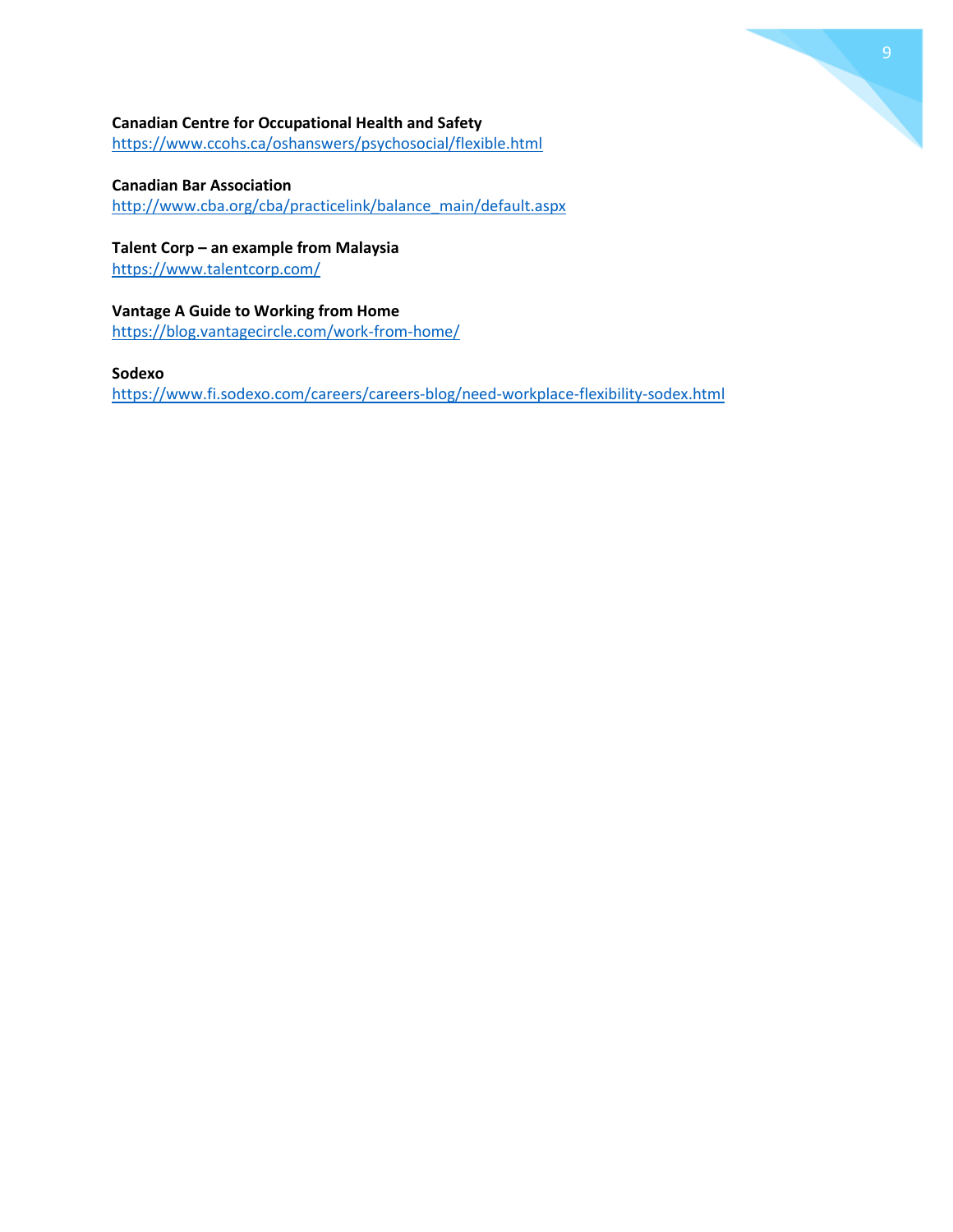**Canadian Centre for Occupational Health and Safety**
https://www.ccohs.ca/oshanswers/psychosocial/flexible.html

**Canadian Bar Association**
http://www.cba.org/cba/practicelink/balance_main/default.aspx

**Talent Corp – an example from Malaysia**
https://www.talentcorp.com/

**Vantage A Guide to Working from Home**
https://blog.vantagecircle.com/work-from-home/

**Sodexo**
https://www.fi.sodexo.com/careers/careers-blog/need-workplace-flexibility-sodex.html